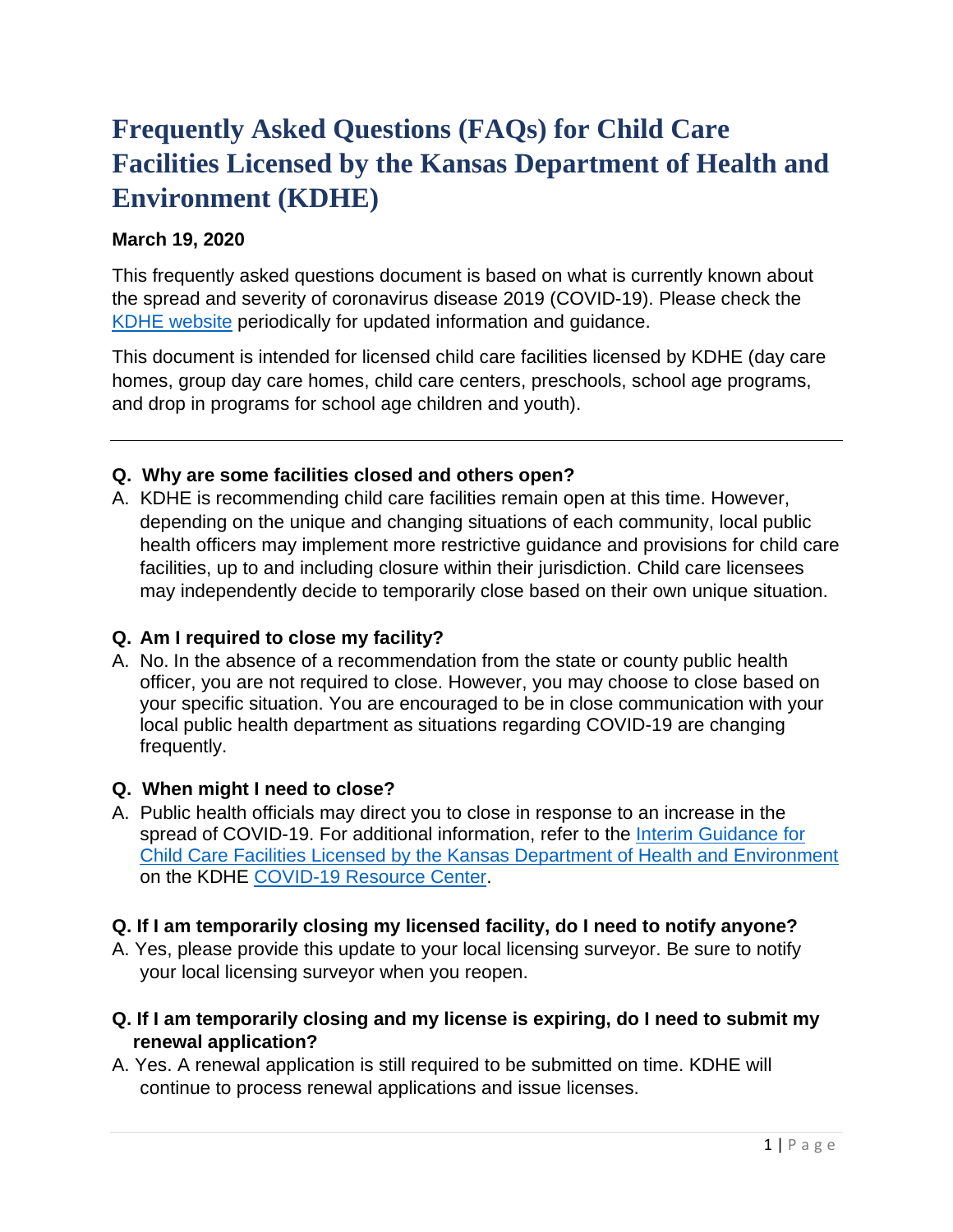# Frequently Asked Questions (FAQs) for Child Care Facilities Licensed by the Kansas Department of Health and Environment (KDHE)

**March 19, 2020**

This frequently asked questions document is based on what is currently known about the spread and severity of coronavirus disease 2019 (COVID-19). Please check the [KDHE website](#) periodically for updated information and guidance.

This document is intended for licensed child care facilities licensed by KDHE (day care homes, group day care homes, child care centers, preschools, school age programs, and drop in programs for school age children and youth).

---

**Q. Why are some facilities closed and others open?**

A. KDHE is recommending child care facilities remain open at this time. However, depending on the unique and changing situations of each community, local public health officers may implement more restrictive guidance and provisions for child care facilities, up to and including closure within their jurisdiction. Child care licensees may independently decide to temporarily close based on their own unique situation.

**Q. Am I required to close my facility?**

A. No. In the absence of a recommendation from the state or county public health officer, you are not required to close. However, you may choose to close based on your specific situation. You are encouraged to be in close communication with your local public health department as situations regarding COVID-19 are changing frequently.

**Q. When might I need to close?**

A. Public health officials may direct you to close in response to an increase in the spread of COVID-19. For additional information, refer to the [Interim Guidance for Child Care Facilities Licensed by the Kansas Department of Health and Environment](#) on the KDHE [COVID-19 Resource Center](#).

**Q. If I am temporarily closing my licensed facility, do I need to notify anyone?**

A. Yes, please provide this update to your local licensing surveyor. Be sure to notify your local licensing surveyor when you reopen.

**Q. If I am temporarily closing and my license is expiring, do I need to submit my renewal application?**

A. Yes. A renewal application is still required to be submitted on time. KDHE will continue to process renewal applications and issue licenses.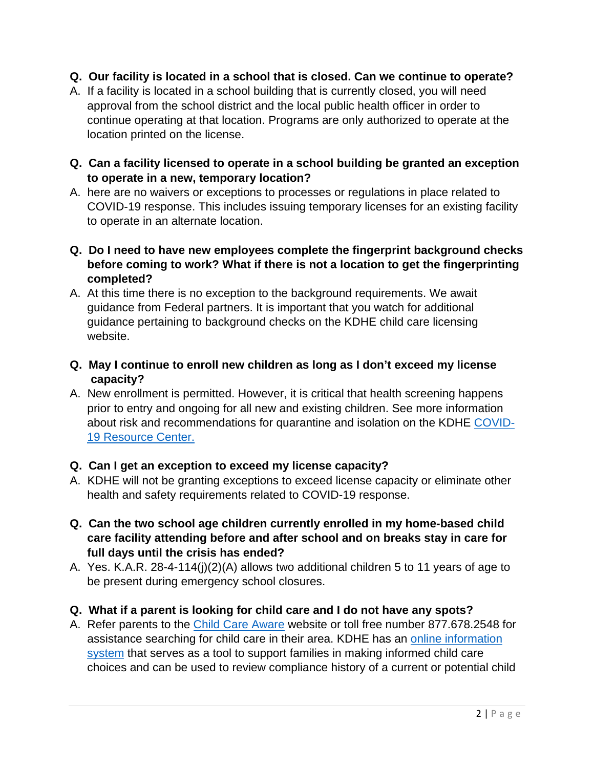**Q. Our facility is located in a school that is closed. Can we continue to operate?**

A. If a facility is located in a school building that is currently closed, you will need approval from the school district and the local public health officer in order to continue operating at that location. Programs are only authorized to operate at the location printed on the license.

**Q. Can a facility licensed to operate in a school building be granted an exception to operate in a new, temporary location?**

A. here are no waivers or exceptions to processes or regulations in place related to COVID-19 response. This includes issuing temporary licenses for an existing facility to operate in an alternate location.

**Q. Do I need to have new employees complete the fingerprint background checks before coming to work? What if there is not a location to get the fingerprinting completed?**

A. At this time there is no exception to the background requirements. We await guidance from Federal partners. It is important that you watch for additional guidance pertaining to background checks on the KDHE child care licensing website.

**Q. May I continue to enroll new children as long as I don't exceed my license capacity?**

A. New enrollment is permitted. However, it is critical that health screening happens prior to entry and ongoing for all new and existing children. See more information about risk and recommendations for quarantine and isolation on the KDHE COVID-19 Resource Center.

**Q. Can I get an exception to exceed my license capacity?**

A. KDHE will not be granting exceptions to exceed license capacity or eliminate other health and safety requirements related to COVID-19 response.

**Q. Can the two school age children currently enrolled in my home-based child care facility attending before and after school and on breaks stay in care for full days until the crisis has ended?**

A. Yes. K.A.R. 28-4-114(j)(2)(A) allows two additional children 5 to 11 years of age to be present during emergency school closures.

**Q. What if a parent is looking for child care and I do not have any spots?**

A. Refer parents to the Child Care Aware website or toll free number 877.678.2548 for assistance searching for child care in their area. KDHE has an online information system that serves as a tool to support families in making informed child care choices and can be used to review compliance history of a current or potential child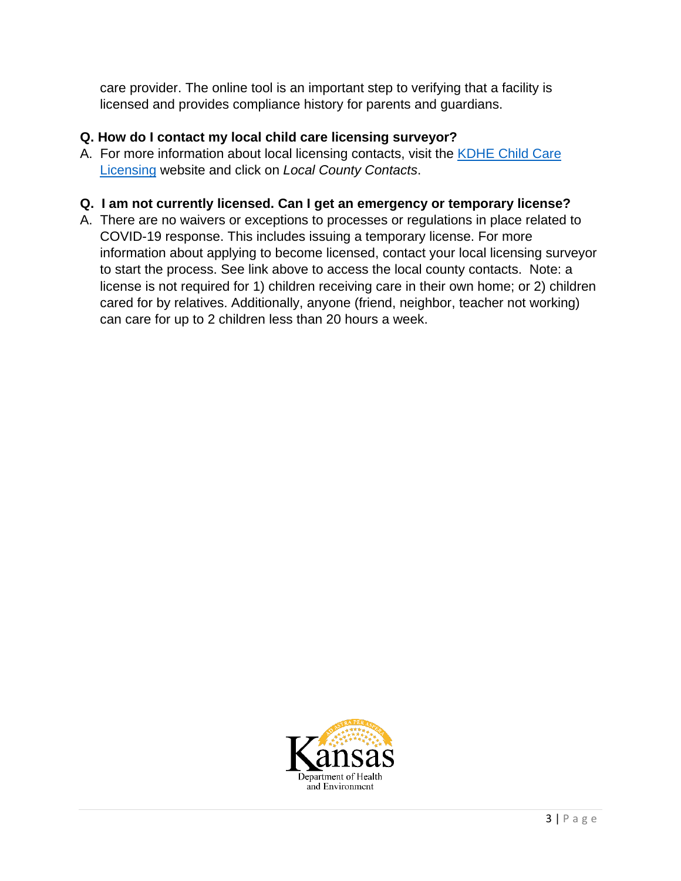care provider. The online tool is an important step to verifying that a facility is licensed and provides compliance history for parents and guardians.

**Q. How do I contact my local child care licensing surveyor?**

A. For more information about local licensing contacts, visit the [KDHE Child Care Licensing]() website and click on *Local County Contacts*.

**Q. I am not currently licensed. Can I get an emergency or temporary license?**

A. There are no waivers or exceptions to processes or regulations in place related to COVID-19 response. This includes issuing a temporary license. For more information about applying to become licensed, contact your local licensing surveyor to start the process. See link above to access the local county contacts. Note: a license is not required for 1) children receiving care in their own home; or 2) children cared for by relatives. Additionally, anyone (friend, neighbor, teacher not working) can care for up to 2 children less than 20 hours a week.

Kansas Department of Health and Environment